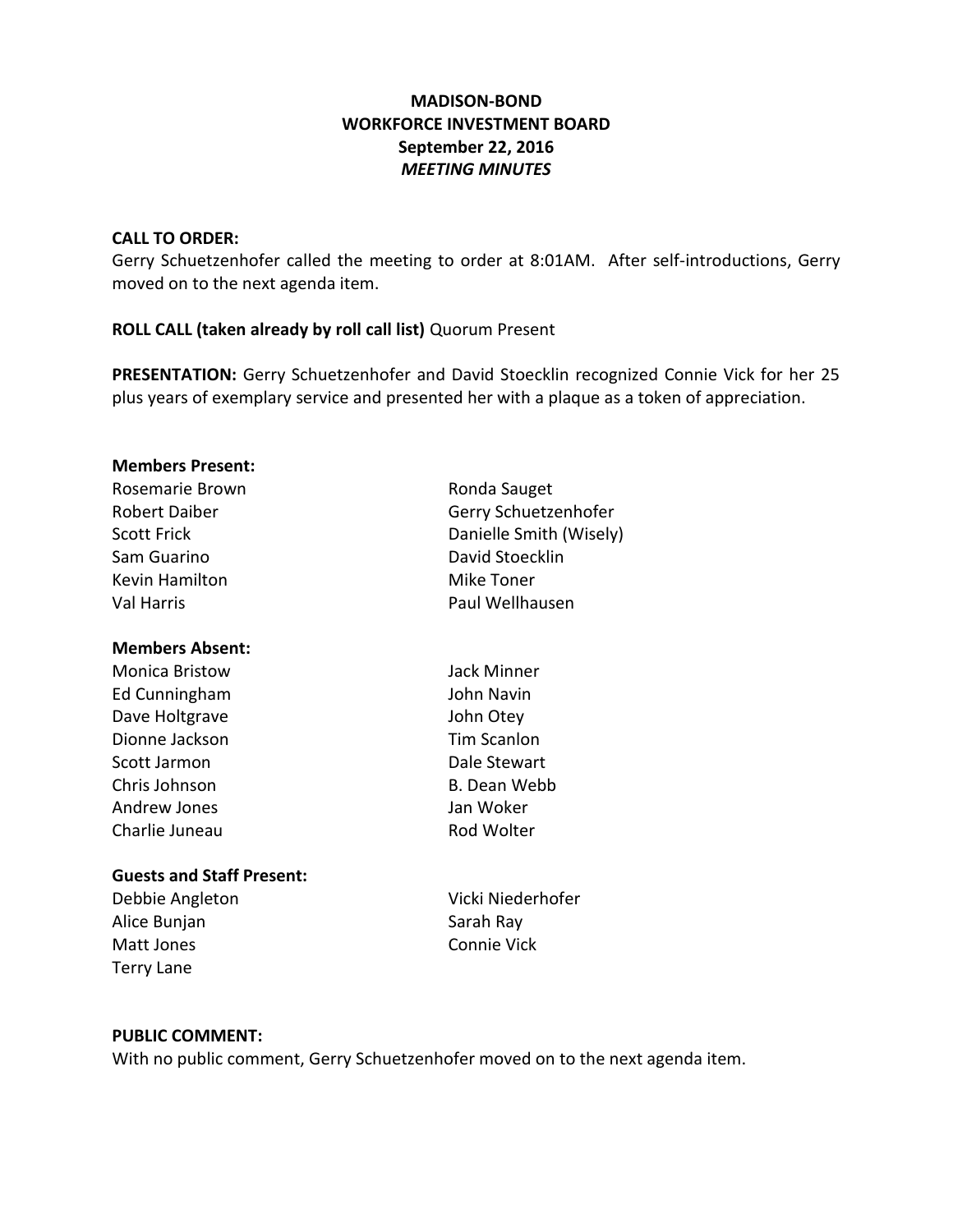# MADISON-BOND
# WORKFORCE INVESTMENT BOARD
## September 22, 2016
### *MEETING MINUTES*

**CALL TO ORDER:**
Gerry Schuetzenhofer called the meeting to order at 8:01AM. After self-introductions, Gerry moved on to the next agenda item.

**ROLL CALL (taken already by roll call list)** Quorum Present

**PRESENTATION:** Gerry Schuetzenhofer and David Stoecklin recognized Connie Vick for her 25 plus years of exemplary service and presented her with a plaque as a token of appreciation.

**Members Present:**

Rosemarie Brown
Robert Daiber
Scott Frick
Sam Guarino
Kevin Hamilton
Val Harris
Ronda Sauget
Gerry Schuetzenhofer
Danielle Smith (Wisely)
David Stoecklin
Mike Toner
Paul Wellhausen

**Members Absent:**

Monica Bristow
Ed Cunningham
Dave Holtgrave
Dionne Jackson
Scott Jarmon
Chris Johnson
Andrew Jones
Charlie Juneau
Jack Minner
John Navin
John Otey
Tim Scanlon
Dale Stewart
B. Dean Webb
Jan Woker
Rod Wolter

**Guests and Staff Present:**

Debbie Angleton
Alice Bunjan
Matt Jones
Terry Lane
Vicki Niederhofer
Sarah Ray
Connie Vick

**PUBLIC COMMENT:**
With no public comment, Gerry Schuetzenhofer moved on to the next agenda item.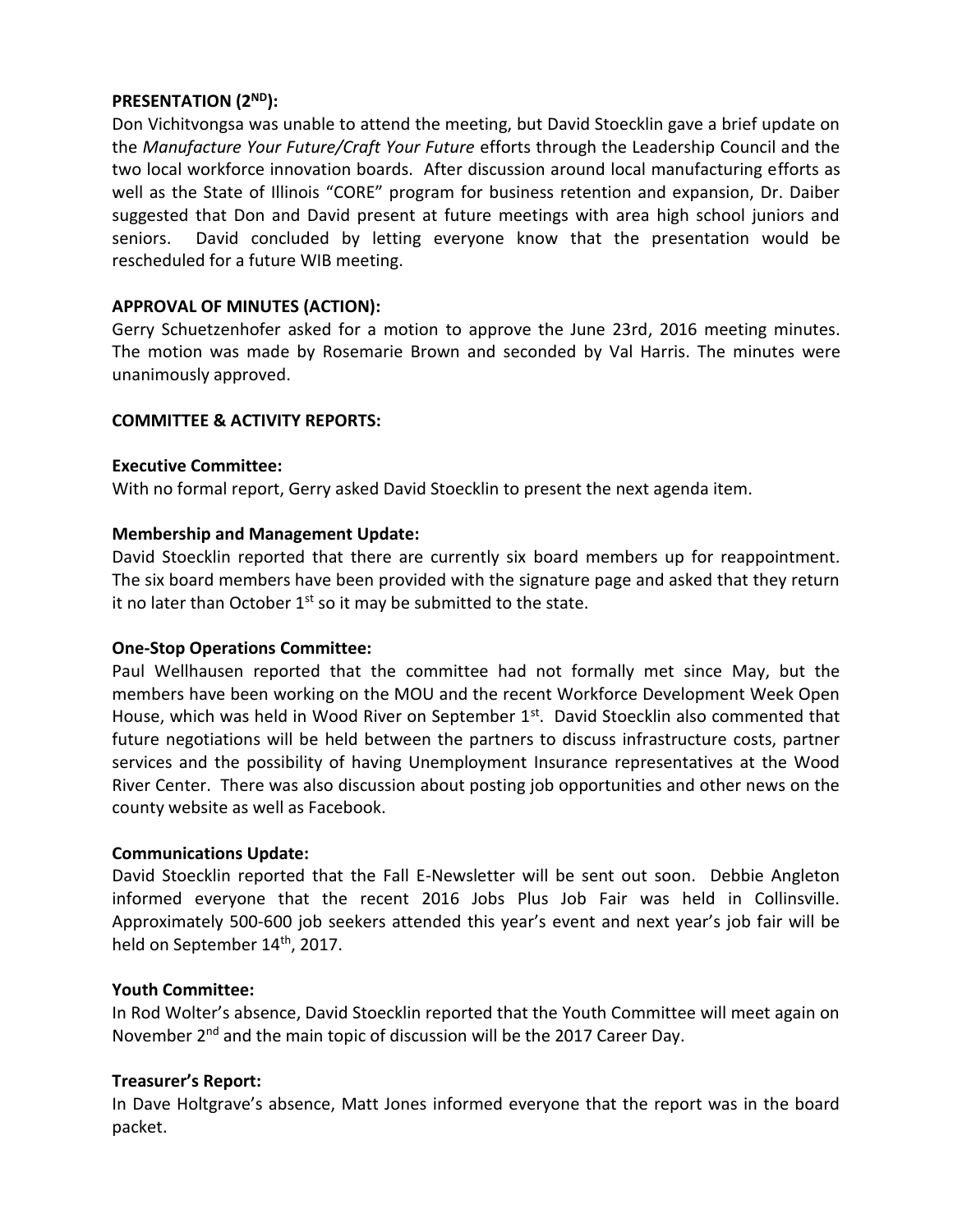**PRESENTATION (2ND):**

Don Vichitvongsa was unable to attend the meeting, but David Stoecklin gave a brief update on the *Manufacture Your Future/Craft Your Future* efforts through the Leadership Council and the two local workforce innovation boards. After discussion around local manufacturing efforts as well as the State of Illinois "CORE" program for business retention and expansion, Dr. Daiber suggested that Don and David present at future meetings with area high school juniors and seniors. David concluded by letting everyone know that the presentation would be rescheduled for a future WIB meeting.

**APPROVAL OF MINUTES (ACTION):**

Gerry Schuetzenhofer asked for a motion to approve the June 23rd, 2016 meeting minutes. The motion was made by Rosemarie Brown and seconded by Val Harris. The minutes were unanimously approved.

**COMMITTEE & ACTIVITY REPORTS:**

**Executive Committee:**

With no formal report, Gerry asked David Stoecklin to present the next agenda item.

**Membership and Management Update:**

David Stoecklin reported that there are currently six board members up for reappointment. The six board members have been provided with the signature page and asked that they return it no later than October 1st so it may be submitted to the state.

**One-Stop Operations Committee:**

Paul Wellhausen reported that the committee had not formally met since May, but the members have been working on the MOU and the recent Workforce Development Week Open House, which was held in Wood River on September 1st. David Stoecklin also commented that future negotiations will be held between the partners to discuss infrastructure costs, partner services and the possibility of having Unemployment Insurance representatives at the Wood River Center. There was also discussion about posting job opportunities and other news on the county website as well as Facebook.

**Communications Update:**

David Stoecklin reported that the Fall E-Newsletter will be sent out soon. Debbie Angleton informed everyone that the recent 2016 Jobs Plus Job Fair was held in Collinsville. Approximately 500-600 job seekers attended this year's event and next year's job fair will be held on September 14th, 2017.

**Youth Committee:**

In Rod Wolter's absence, David Stoecklin reported that the Youth Committee will meet again on November 2nd and the main topic of discussion will be the 2017 Career Day.

**Treasurer's Report:**

In Dave Holtgrave's absence, Matt Jones informed everyone that the report was in the board packet.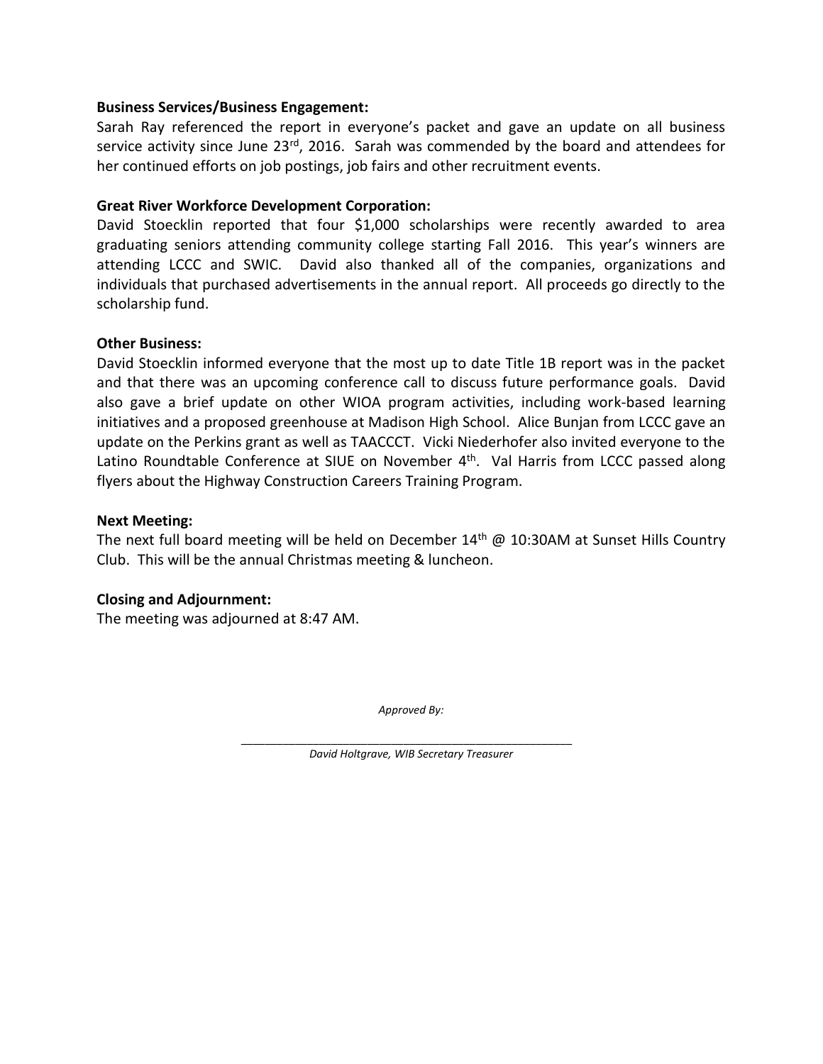**Business Services/Business Engagement:**
Sarah Ray referenced the report in everyone's packet and gave an update on all business service activity since June 23rd, 2016. Sarah was commended by the board and attendees for her continued efforts on job postings, job fairs and other recruitment events.

**Great River Workforce Development Corporation:**
David Stoecklin reported that four $1,000 scholarships were recently awarded to area graduating seniors attending community college starting Fall 2016. This year's winners are attending LCCC and SWIC. David also thanked all of the companies, organizations and individuals that purchased advertisements in the annual report. All proceeds go directly to the scholarship fund.

**Other Business:**
David Stoecklin informed everyone that the most up to date Title 1B report was in the packet and that there was an upcoming conference call to discuss future performance goals. David also gave a brief update on other WIOA program activities, including work-based learning initiatives and a proposed greenhouse at Madison High School. Alice Bunjan from LCCC gave an update on the Perkins grant as well as TAACCCT. Vicki Niederhofer also invited everyone to the Latino Roundtable Conference at SIUE on November 4th. Val Harris from LCCC passed along flyers about the Highway Construction Careers Training Program.

**Next Meeting:**
The next full board meeting will be held on December 14th @ 10:30AM at Sunset Hills Country Club. This will be the annual Christmas meeting & luncheon.

**Closing and Adjournment:**
The meeting was adjourned at 8:47 AM.

*Approved By:*

\_\_\_\_\_\_\_\_\_\_\_\_\_\_\_\_\_\_\_\_\_\_\_\_\_\_\_\_\_\_\_\_\_\_\_\_\_\_\_\_\_\_\_\_\_\_\_\_

*David Holtgrave, WIB Secretary Treasurer*